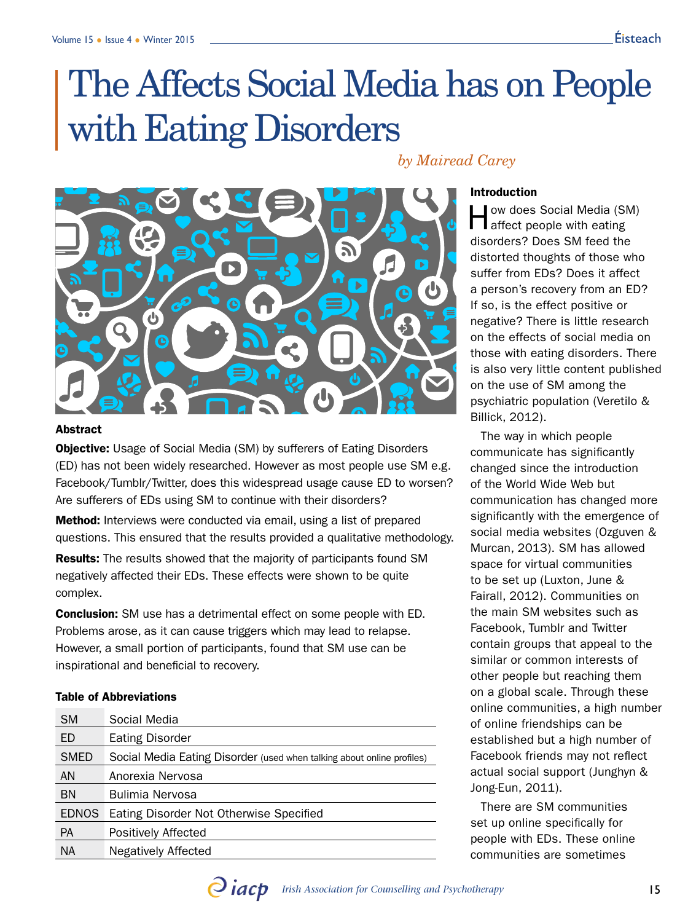# The Affects Social Media has on People with Eating Disorders

*by Mairead Carey*

### Abstract

**Objective:** Usage of Social Media (SM) by sufferers of Eating Disorders (ED) has not been widely researched. However as most people use SM e.g. Facebook/Tumblr/Twitter, does this widespread usage cause ED to worsen? Are sufferers of EDs using SM to continue with their disorders?

**Method:** Interviews were conducted via email, using a list of prepared questions. This ensured that the results provided a qualitative methodology.

**Results:** The results showed that the majority of participants found SM negatively affected their EDs. These effects were shown to be quite complex.

**Conclusion:** SM use has a detrimental effect on some people with ED. Problems arose, as it can cause triggers which may lead to relapse. However, a small portion of participants, found that SM use can be inspirational and beneficial to recovery.

#### Table of Abbreviations

| | |
|---|---|
| SM | Social Media |
| ED | Eating Disorder |
| SMED | Social Media Eating Disorder (used when talking about online profiles) |
| AN | Anorexia Nervosa |
| BN | Bulimia Nervosa |
| EDNOS | Eating Disorder Not Otherwise Specified |
| PA | Positively Affected |
| NA | Negatively Affected |

### Introduction

How does Social Media (SM) affect people with eating disorders? Does SM feed the distorted thoughts of those who suffer from EDs? Does it affect a person's recovery from an ED? If so, is the effect positive or negative? There is little research on the effects of social media on those with eating disorders. There is also very little content published on the use of SM among the psychiatric population (Veretilo & Billick, 2012).

The way in which people communicate has significantly changed since the introduction of the World Wide Web but communication has changed more significantly with the emergence of social media websites (Ozguven & Murcan, 2013). SM has allowed space for virtual communities to be set up (Luxton, June & Fairall, 2012). Communities on the main SM websites such as Facebook, Tumblr and Twitter contain groups that appeal to the similar or common interests of other people but reaching them on a global scale. Through these online communities, a high number of online friendships can be established but a high number of Facebook friends may not reflect actual social support (Junghyn & Jong-Eun, 2011).

There are SM communities set up online specifically for people with EDs. These online communities are sometimes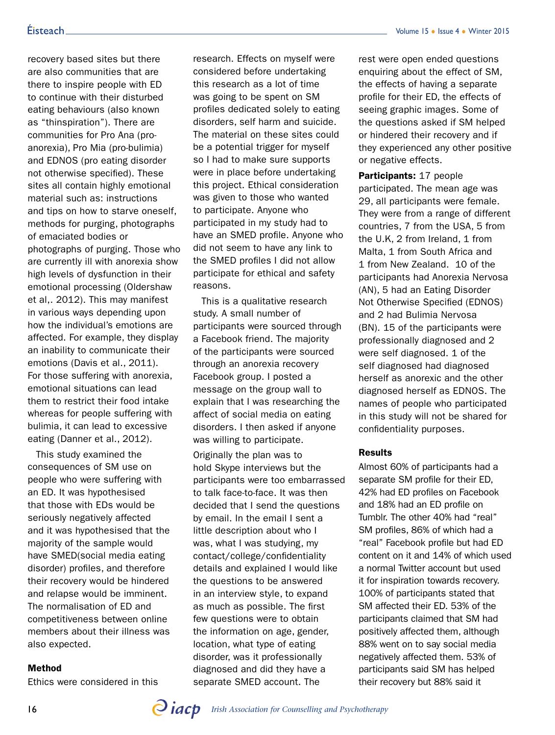recovery based sites but there are also communities that are there to inspire people with ED to continue with their disturbed eating behaviours (also known as "thinspiration"). There are communities for Pro Ana (pro-anorexia), Pro Mia (pro-bulimia) and EDNOS (pro eating disorder not otherwise specified). These sites all contain highly emotional material such as: instructions and tips on how to starve oneself, methods for purging, photographs of emaciated bodies or photographs of purging. Those who are currently ill with anorexia show high levels of dysfunction in their emotional processing (Oldershaw et al,. 2012). This may manifest in various ways depending upon how the individual's emotions are affected. For example, they display an inability to communicate their emotions (Davis et al., 2011). For those suffering with anorexia, emotional situations can lead them to restrict their food intake whereas for people suffering with bulimia, it can lead to excessive eating (Danner et al., 2012).

This study examined the consequences of SM use on people who were suffering with an ED. It was hypothesised that those with EDs would be seriously negatively affected and it was hypothesised that the majority of the sample would have SMED(social media eating disorder) profiles, and therefore their recovery would be hindered and relapse would be imminent. The normalisation of ED and competitiveness between online members about their illness was also expected.

### Method

Ethics were considered in this research. Effects on myself were considered before undertaking this research as a lot of time was going to be spent on SM profiles dedicated solely to eating disorders, self harm and suicide. The material on these sites could be a potential trigger for myself so I had to make sure supports were in place before undertaking this project. Ethical consideration was given to those who wanted to participate. Anyone who participated in my study had to have an SMED profile. Anyone who did not seem to have any link to the SMED profiles I did not allow participate for ethical and safety reasons.

This is a qualitative research study. A small number of participants were sourced through a Facebook friend. The majority of the participants were sourced through an anorexia recovery Facebook group. I posted a message on the group wall to explain that I was researching the affect of social media on eating disorders. I then asked if anyone was willing to participate.

Originally the plan was to hold Skype interviews but the participants were too embarrassed to talk face-to-face. It was then decided that I send the questions by email. In the email I sent a little description about who I was, what I was studying, my contact/college/confidentiality details and explained I would like the questions to be answered in an interview style, to expand as much as possible. The first few questions were to obtain the information on age, gender, location, what type of eating disorder, was it professionally diagnosed and did they have a separate SMED account. The rest were open ended questions enquiring about the effect of SM, the effects of having a separate profile for their ED, the effects of seeing graphic images. Some of the questions asked if SM helped or hindered their recovery and if they experienced any other positive or negative effects.

**Participants:** 17 people participated. The mean age was 29, all participants were female. They were from a range of different countries, 7 from the USA, 5 from the U.K, 2 from Ireland, 1 from Malta, 1 from South Africa and 1 from New Zealand. 10 of the participants had Anorexia Nervosa (AN), 5 had an Eating Disorder Not Otherwise Specified (EDNOS) and 2 had Bulimia Nervosa (BN). 15 of the participants were professionally diagnosed and 2 were self diagnosed. 1 of the self diagnosed had diagnosed herself as anorexic and the other diagnosed herself as EDNOS. The names of people who participated in this study will not be shared for confidentiality purposes.

### Results

Almost 60% of participants had a separate SM profile for their ED, 42% had ED profiles on Facebook and 18% had an ED profile on Tumblr. The other 40% had "real" SM profiles, 86% of which had a "real" Facebook profile but had ED content on it and 14% of which used a normal Twitter account but used it for inspiration towards recovery. 100% of participants stated that SM affected their ED. 53% of the participants claimed that SM had positively affected them, although 88% went on to say social media negatively affected them. 53% of participants said SM has helped their recovery but 88% said it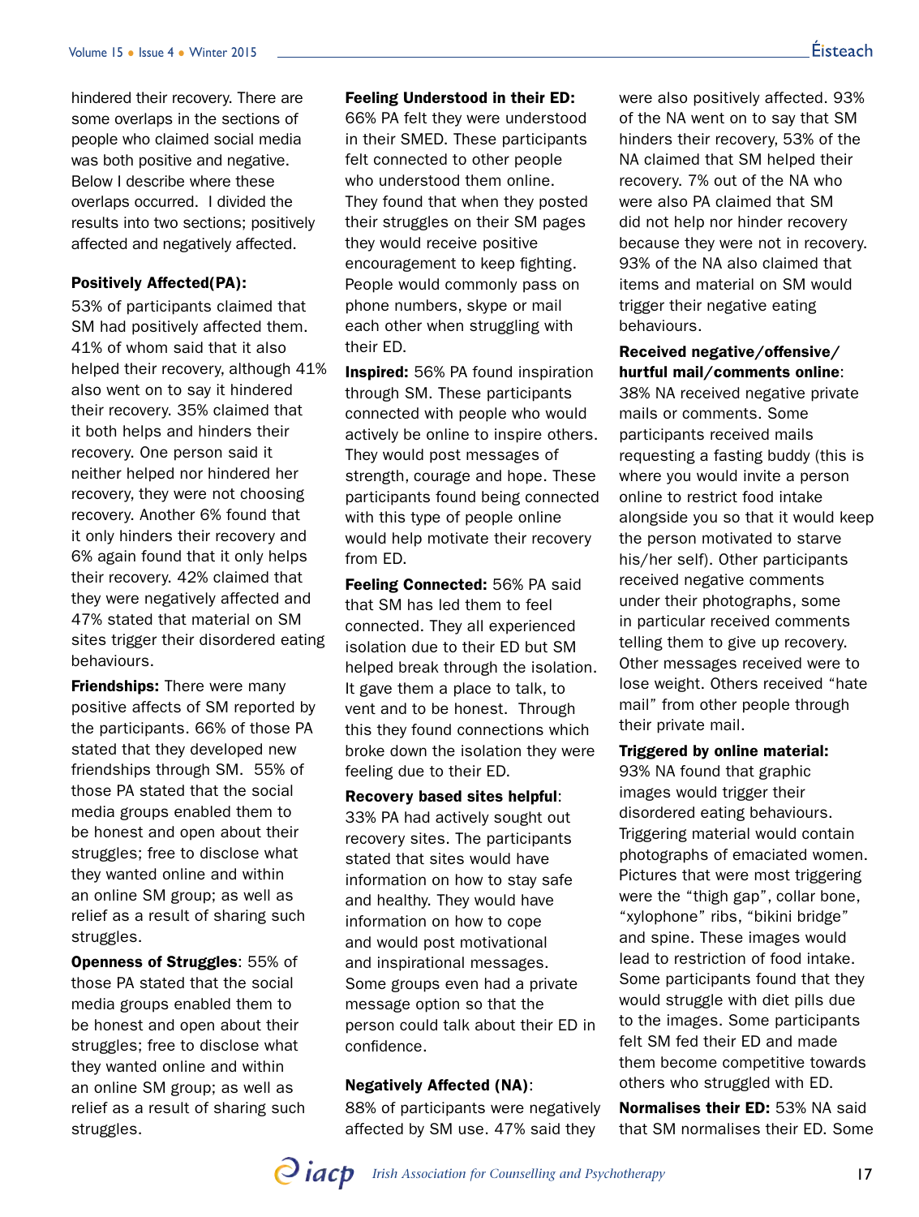hindered their recovery. There are some overlaps in the sections of people who claimed social media was both positive and negative. Below I describe where these overlaps occurred. I divided the results into two sections; positively affected and negatively affected.

**Positively Affected(PA):**

53% of participants claimed that SM had positively affected them. 41% of whom said that it also helped their recovery, although 41% also went on to say it hindered their recovery. 35% claimed that it both helps and hinders their recovery. One person said it neither helped nor hindered her recovery, they were not choosing recovery. Another 6% found that it only hinders their recovery and 6% again found that it only helps their recovery. 42% claimed that they were negatively affected and 47% stated that material on SM sites trigger their disordered eating behaviours.

**Friendships:** There were many positive affects of SM reported by the participants. 66% of those PA stated that they developed new friendships through SM. 55% of those PA stated that the social media groups enabled them to be honest and open about their struggles; free to disclose what they wanted online and within an online SM group; as well as relief as a result of sharing such struggles.

**Openness of Struggles**: 55% of those PA stated that the social media groups enabled them to be honest and open about their struggles; free to disclose what they wanted online and within an online SM group; as well as relief as a result of sharing such struggles.

**Feeling Understood in their ED:** 66% PA felt they were understood in their SMED. These participants felt connected to other people who understood them online. They found that when they posted their struggles on their SM pages they would receive positive encouragement to keep fighting. People would commonly pass on phone numbers, skype or mail each other when struggling with their ED.

**Inspired:** 56% PA found inspiration through SM. These participants connected with people who would actively be online to inspire others. They would post messages of strength, courage and hope. These participants found being connected with this type of people online would help motivate their recovery from ED.

**Feeling Connected:** 56% PA said that SM has led them to feel connected. They all experienced isolation due to their ED but SM helped break through the isolation. It gave them a place to talk, to vent and to be honest. Through this they found connections which broke down the isolation they were feeling due to their ED.

**Recovery based sites helpful**: 33% PA had actively sought out recovery sites. The participants stated that sites would have information on how to stay safe and healthy. They would have information on how to cope and would post motivational and inspirational messages. Some groups even had a private message option so that the person could talk about their ED in confidence.

**Negatively Affected (NA)**:

88% of participants were negatively affected by SM use. 47% said they were also positively affected. 93% of the NA went on to say that SM hinders their recovery, 53% of the NA claimed that SM helped their recovery. 7% out of the NA who were also PA claimed that SM did not help nor hinder recovery because they were not in recovery. 93% of the NA also claimed that items and material on SM would trigger their negative eating behaviours.

**Received negative/offensive/hurtful mail/comments online**: 38% NA received negative private mails or comments. Some participants received mails requesting a fasting buddy (this is where you would invite a person online to restrict food intake alongside you so that it would keep the person motivated to starve his/her self). Other participants received negative comments under their photographs, some in particular received comments telling them to give up recovery. Other messages received were to lose weight. Others received "hate mail" from other people through their private mail.

**Triggered by online material:** 93% NA found that graphic images would trigger their disordered eating behaviours. Triggering material would contain photographs of emaciated women. Pictures that were most triggering were the "thigh gap", collar bone, "xylophone" ribs, "bikini bridge" and spine. These images would lead to restriction of food intake. Some participants found that they would struggle with diet pills due to the images. Some participants felt SM fed their ED and made them become competitive towards others who struggled with ED.

**Normalises their ED:** 53% NA said that SM normalises their ED. Some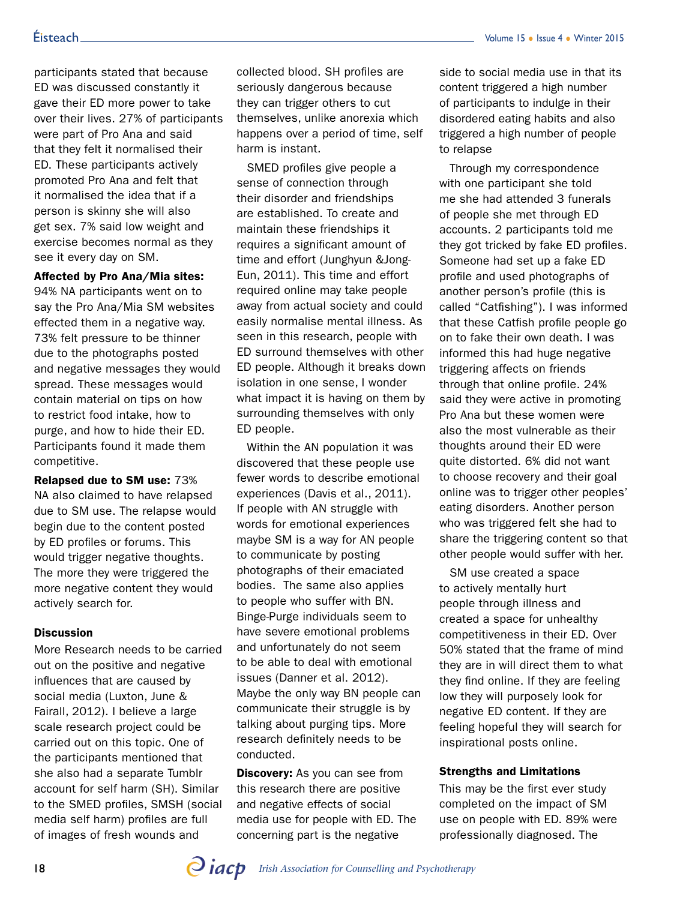participants stated that because ED was discussed constantly it gave their ED more power to take over their lives. 27% of participants were part of Pro Ana and said that they felt it normalised their ED. These participants actively promoted Pro Ana and felt that it normalised the idea that if a person is skinny she will also get sex. 7% said low weight and exercise becomes normal as they see it every day on SM.

**Affected by Pro Ana/Mia sites:** 94% NA participants went on to say the Pro Ana/Mia SM websites effected them in a negative way. 73% felt pressure to be thinner due to the photographs posted and negative messages they would spread. These messages would contain material on tips on how to restrict food intake, how to purge, and how to hide their ED. Participants found it made them competitive.

**Relapsed due to SM use:** 73% NA also claimed to have relapsed due to SM use. The relapse would begin due to the content posted by ED profiles or forums. This would trigger negative thoughts. The more they were triggered the more negative content they would actively search for.

## Discussion

More Research needs to be carried out on the positive and negative influences that are caused by social media (Luxton, June & Fairall, 2012). I believe a large scale research project could be carried out on this topic. One of the participants mentioned that she also had a separate Tumblr account for self harm (SH). Similar to the SMED profiles, SMSH (social media self harm) profiles are full of images of fresh wounds and collected blood. SH profiles are seriously dangerous because they can trigger others to cut themselves, unlike anorexia which happens over a period of time, self harm is instant.

SMED profiles give people a sense of connection through their disorder and friendships are established. To create and maintain these friendships it requires a significant amount of time and effort (Junghyun &Jong-Eun, 2011). This time and effort required online may take people away from actual society and could easily normalise mental illness. As seen in this research, people with ED surround themselves with other ED people. Although it breaks down isolation in one sense, I wonder what impact it is having on them by surrounding themselves with only ED people.

Within the AN population it was discovered that these people use fewer words to describe emotional experiences (Davis et al., 2011). If people with AN struggle with words for emotional experiences maybe SM is a way for AN people to communicate by posting photographs of their emaciated bodies. The same also applies to people who suffer with BN. Binge-Purge individuals seem to have severe emotional problems and unfortunately do not seem to be able to deal with emotional issues (Danner et al. 2012). Maybe the only way BN people can communicate their struggle is by talking about purging tips. More research definitely needs to be conducted.

**Discovery:** As you can see from this research there are positive and negative effects of social media use for people with ED. The concerning part is the negative side to social media use in that its content triggered a high number of participants to indulge in their disordered eating habits and also triggered a high number of people to relapse

Through my correspondence with one participant she told me she had attended 3 funerals of people she met through ED accounts. 2 participants told me they got tricked by fake ED profiles. Someone had set up a fake ED profile and used photographs of another person's profile (this is called "Catfishing"). I was informed that these Catfish profile people go on to fake their own death. I was informed this had huge negative triggering affects on friends through that online profile. 24% said they were active in promoting Pro Ana but these women were also the most vulnerable as their thoughts around their ED were quite distorted. 6% did not want to choose recovery and their goal online was to trigger other peoples' eating disorders. Another person who was triggered felt she had to share the triggering content so that other people would suffer with her.

SM use created a space to actively mentally hurt people through illness and created a space for unhealthy competitiveness in their ED. Over 50% stated that the frame of mind they are in will direct them to what they find online. If they are feeling low they will purposely look for negative ED content. If they are feeling hopeful they will search for inspirational posts online.

## Strengths and Limitations

This may be the first ever study completed on the impact of SM use on people with ED. 89% were professionally diagnosed. The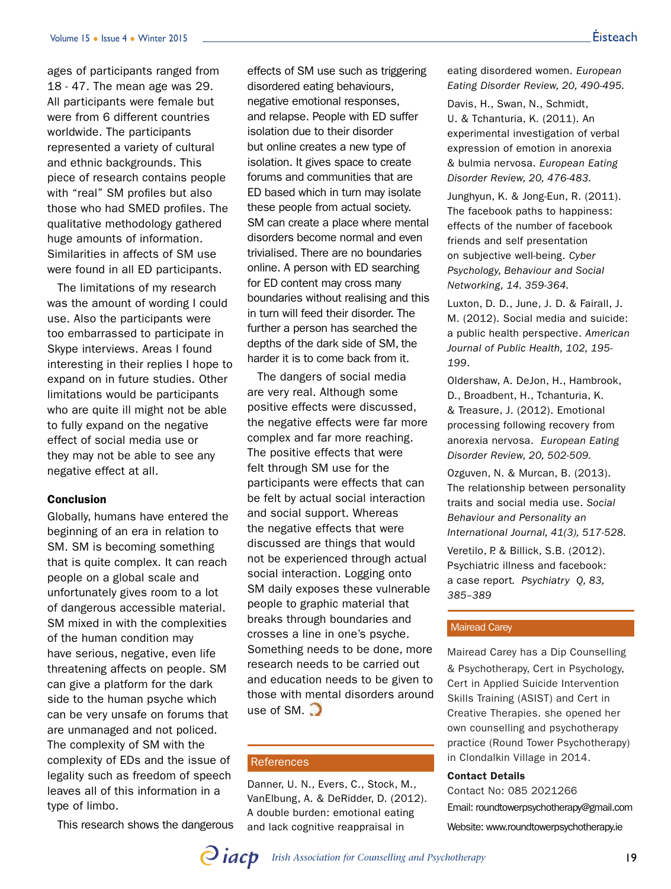ages of participants ranged from 18 - 47. The mean age was 29. All participants were female but were from 6 different countries worldwide. The participants represented a variety of cultural and ethnic backgrounds. This piece of research contains people with "real" SM profiles but also those who had SMED profiles. The qualitative methodology gathered huge amounts of information. Similarities in affects of SM use were found in all ED participants.

The limitations of my research was the amount of wording I could use. Also the participants were too embarrassed to participate in Skype interviews. Areas I found interesting in their replies I hope to expand on in future studies. Other limitations would be participants who are quite ill might not be able to fully expand on the negative effect of social media use or they may not be able to see any negative effect at all.

## Conclusion

Globally, humans have entered the beginning of an era in relation to SM. SM is becoming something that is quite complex. It can reach people on a global scale and unfortunately gives room to a lot of dangerous accessible material. SM mixed in with the complexities of the human condition may have serious, negative, even life threatening affects on people. SM can give a platform for the dark side to the human psyche which can be very unsafe on forums that are unmanaged and not policed. The complexity of SM with the complexity of EDs and the issue of legality such as freedom of speech leaves all of this information in a type of limbo.

This research shows the dangerous effects of SM use such as triggering disordered eating behaviours, negative emotional responses, and relapse. People with ED suffer isolation due to their disorder but online creates a new type of isolation. It gives space to create forums and communities that are ED based which in turn may isolate these people from actual society. SM can create a place where mental disorders become normal and even trivialised. There are no boundaries online. A person with ED searching for ED content may cross many boundaries without realising and this in turn will feed their disorder. The further a person has searched the depths of the dark side of SM, the harder it is to come back from it.

The dangers of social media are very real. Although some positive effects were discussed, the negative effects were far more complex and far more reaching. The positive effects that were felt through SM use for the participants were effects that can be felt by actual social interaction and social support. Whereas the negative effects that were discussed are things that would not be experienced through actual social interaction. Logging onto SM daily exposes these vulnerable people to graphic material that breaks through boundaries and crosses a line in one's psyche. Something needs to be done, more research needs to be carried out and education needs to be given to those with mental disorders around use of SM.

## References

Danner, U. N., Evers, C., Stock, M., VanElbung, A. & DeRidder, D. (2012). A double burden: emotional eating and lack cognitive reappraisal in eating disordered women. *European Eating Disorder Review, 20, 490-495.*

Davis, H., Swan, N., Schmidt, U. & Tchanturia, K. (2011). An experimental investigation of verbal expression of emotion in anorexia & bulmia nervosa. *European Eating Disorder Review, 20, 476-483.*

Junghyun, K. & Jong-Eun, R. (2011). The facebook paths to happiness: effects of the number of facebook friends and self presentation on subjective well-being. *Cyber Psychology, Behaviour and Social Networking, 14. 359-364.*

Luxton, D. D., June, J. D. & Fairall, J. M. (2012). Social media and suicide: a public health perspective. *American Journal of Public Health, 102, 195-199*.

Oldershaw, A. DeJon, H., Hambrook, D., Broadbent, H., Tchanturia, K. & Treasure, J. (2012). Emotional processing following recovery from anorexia nervosa. *European Eating Disorder Review, 20, 502-509.*

Ozguven, N. & Murcan, B. (2013). The relationship between personality traits and social media use. *Social Behaviour and Personality an International Journal, 41(3), 517-528.*

Veretilo, P. & Billick, S.B. (2012). Psychiatric illness and facebook: a case report. *Psychiatry Q, 83, 385–389*

## Mairead Carey

Mairead Carey has a Dip Counselling & Psychotherapy, Cert in Psychology, Cert in Applied Suicide Intervention Skills Training (ASIST) and Cert in Creative Therapies. she opened her own counselling and psychotherapy practice (Round Tower Psychotherapy) in Clondalkin Village in 2014.

**Contact Details**

Contact No: 085 2021266

Email: roundtowerpsychotherapy@gmail.com

Website: www.roundtowerpsychotherapy.ie